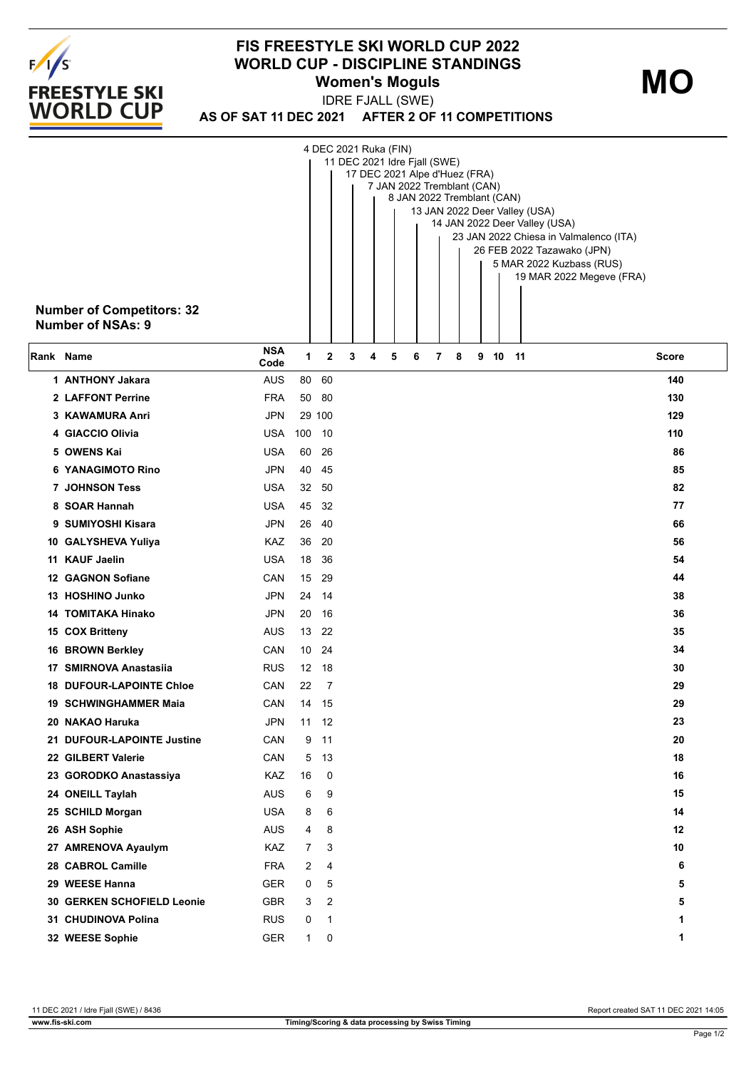# FIS FREESTYLE SKI WORLD CUP 2022

## WORLD CUP - DISCIPLINE STANDINGS

### Women's Moguls

**MO**

IDRE FJALL (SWE)

**AS OF SAT 11 DEC 2021 AFTER 2 OF 11 COMPETITIONS**

1. 4 DEC 2021 Ruka (FIN)
2. 11 DEC 2021 Idre Fjall (SWE)
3. 17 DEC 2021 Alpe d'Huez (FRA)
4. 7 JAN 2022 Tremblant (CAN)
5. 8 JAN 2022 Tremblant (CAN)
6. 13 JAN 2022 Deer Valley (USA)
7. 14 JAN 2022 Deer Valley (USA)
8. 23 JAN 2022 Chiesa in Valmalenco (ITA)
9. 26 FEB 2022 Tazawako (JPN)
10. 5 MAR 2022 Kuzbass (RUS)
11. 19 MAR 2022 Megeve (FRA)

**Number of Competitors: 32**
**Number of NSAs: 9**

| Rank | Name | NSA Code | 1 | 2 | 3 | 4 | 5 | 6 | 7 | 8 | 9 | 10 | 11 | Score |
|---|---|---|---|---|---|---|---|---|---|---|---|---|---|---|
| 1 | ANTHONY Jakara | AUS | 80 | 60 | | | | | | | | | | 140 |
| 2 | LAFFONT Perrine | FRA | 50 | 80 | | | | | | | | | | 130 |
| 3 | KAWAMURA Anri | JPN | 29 | 100 | | | | | | | | | | 129 |
| 4 | GIACCIO Olivia | USA | 100 | 10 | | | | | | | | | | 110 |
| 5 | OWENS Kai | USA | 60 | 26 | | | | | | | | | | 86 |
| 6 | YANAGIMOTO Rino | JPN | 40 | 45 | | | | | | | | | | 85 |
| 7 | JOHNSON Tess | USA | 32 | 50 | | | | | | | | | | 82 |
| 8 | SOAR Hannah | USA | 45 | 32 | | | | | | | | | | 77 |
| 9 | SUMIYOSHI Kisara | JPN | 26 | 40 | | | | | | | | | | 66 |
| 10 | GALYSHEVA Yuliya | KAZ | 36 | 20 | | | | | | | | | | 56 |
| 11 | KAUF Jaelin | USA | 18 | 36 | | | | | | | | | | 54 |
| 12 | GAGNON Sofiane | CAN | 15 | 29 | | | | | | | | | | 44 |
| 13 | HOSHINO Junko | JPN | 24 | 14 | | | | | | | | | | 38 |
| 14 | TOMITAKA Hinako | JPN | 20 | 16 | | | | | | | | | | 36 |
| 15 | COX Britteny | AUS | 13 | 22 | | | | | | | | | | 35 |
| 16 | BROWN Berkley | CAN | 10 | 24 | | | | | | | | | | 34 |
| 17 | SMIRNOVA Anastasiia | RUS | 12 | 18 | | | | | | | | | | 30 |
| 18 | DUFOUR-LAPOINTE Chloe | CAN | 22 | 7 | | | | | | | | | | 29 |
| 19 | SCHWINGHAMMER Maia | CAN | 14 | 15 | | | | | | | | | | 29 |
| 20 | NAKAO Haruka | JPN | 11 | 12 | | | | | | | | | | 23 |
| 21 | DUFOUR-LAPOINTE Justine | CAN | 9 | 11 | | | | | | | | | | 20 |
| 22 | GILBERT Valerie | CAN | 5 | 13 | | | | | | | | | | 18 |
| 23 | GORODKO Anastassiya | KAZ | 16 | 0 | | | | | | | | | | 16 |
| 24 | ONEILL Taylah | AUS | 6 | 9 | | | | | | | | | | 15 |
| 25 | SCHILD Morgan | USA | 8 | 6 | | | | | | | | | | 14 |
| 26 | ASH Sophie | AUS | 4 | 8 | | | | | | | | | | 12 |
| 27 | AMRENOVA Ayaulym | KAZ | 7 | 3 | | | | | | | | | | 10 |
| 28 | CABROL Camille | FRA | 2 | 4 | | | | | | | | | | 6 |
| 29 | WEESE Hanna | GER | 0 | 5 | | | | | | | | | | 5 |
| 30 | GERKEN SCHOFIELD Leonie | GBR | 3 | 2 | | | | | | | | | | 5 |
| 31 | CHUDINOVA Polina | RUS | 0 | 1 | | | | | | | | | | 1 |
| 32 | WEESE Sophie | GER | 1 | 0 | | | | | | | | | | 1 |

11 DEC 2021 / Idre Fjall (SWE) / 8436

Report created SAT 11 DEC 2021 14:05

www.fis-ski.com

Timing/Scoring & data processing by Swiss Timing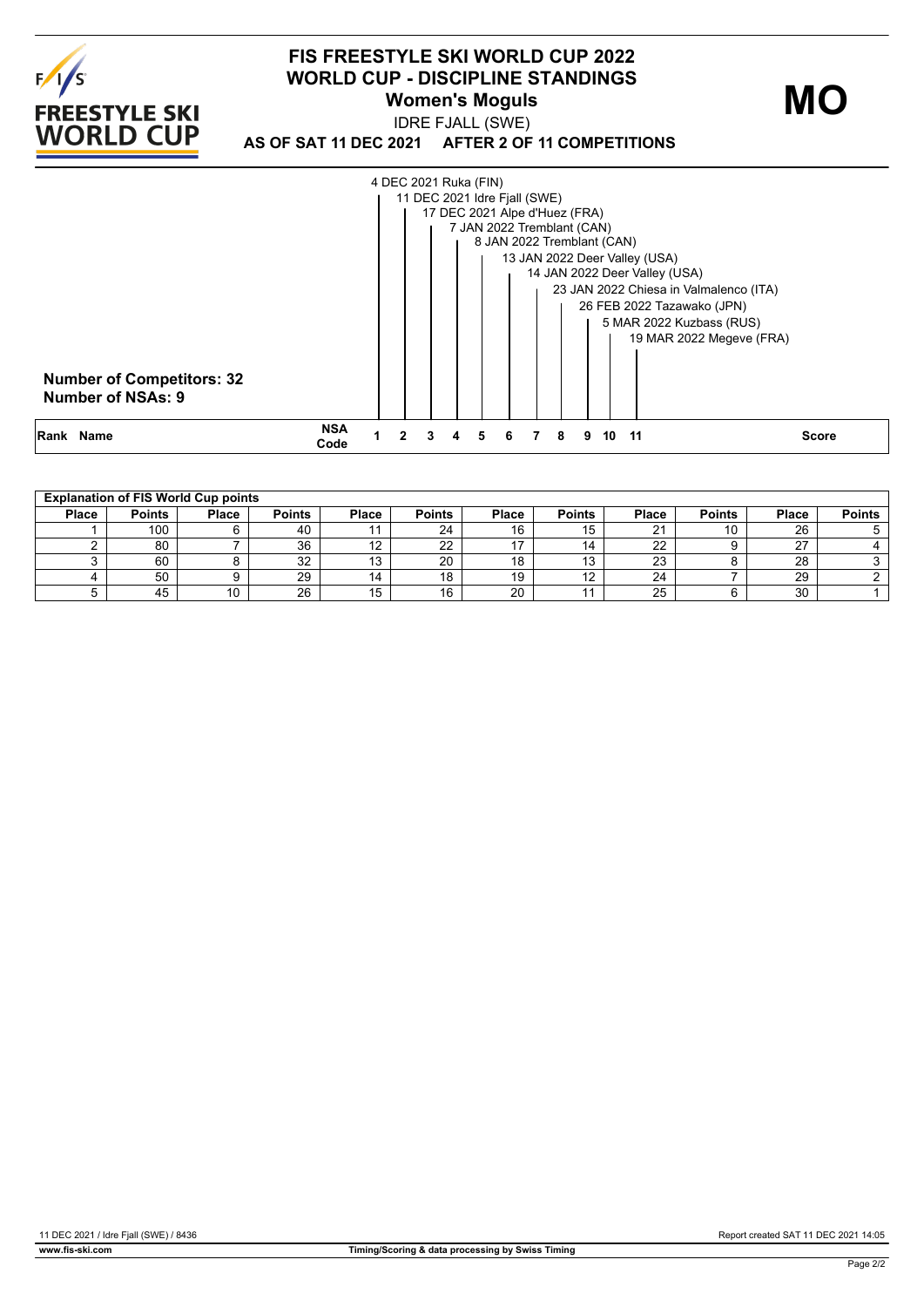# FIS FREESTYLE SKI WORLD CUP 2022

## WORLD CUP - DISCIPLINE STANDINGS

### Women's Moguls

**MO**

IDRE FJALL (SWE)

**AS OF SAT 11 DEC 2021 AFTER 2 OF 11 COMPETITIONS**

1. 4 DEC 2021 Ruka (FIN)
2. 11 DEC 2021 Idre Fjall (SWE)
3. 17 DEC 2021 Alpe d'Huez (FRA)
4. 7 JAN 2022 Tremblant (CAN)
5. 8 JAN 2022 Tremblant (CAN)
6. 13 JAN 2022 Deer Valley (USA)
7. 14 JAN 2022 Deer Valley (USA)
8. 23 JAN 2022 Chiesa in Valmalenco (ITA)
9. 26 FEB 2022 Tazawako (JPN)
10. 5 MAR 2022 Kuzbass (RUS)
11. 19 MAR 2022 Megeve (FRA)

**Number of Competitors: 32**
**Number of NSAs: 9**

| Rank | Name | NSA Code | 1 | 2 | 3 | 4 | 5 | 6 | 7 | 8 | 9 | 10 | 11 | Score |
|---|---|---|---|---|---|---|---|---|---|---|---|---|---|---|

**Explanation of FIS World Cup points**

| Place | Points | Place | Points | Place | Points | Place | Points | Place | Points | Place | Points |
|---|---|---|---|---|---|---|---|---|---|---|---|
| 1 | 100 | 6 | 40 | 11 | 24 | 16 | 15 | 21 | 10 | 26 | 5 |
| 2 | 80 | 7 | 36 | 12 | 22 | 17 | 14 | 22 | 9 | 27 | 4 |
| 3 | 60 | 8 | 32 | 13 | 20 | 18 | 13 | 23 | 8 | 28 | 3 |
| 4 | 50 | 9 | 29 | 14 | 18 | 19 | 12 | 24 | 7 | 29 | 2 |
| 5 | 45 | 10 | 26 | 15 | 16 | 20 | 11 | 25 | 6 | 30 | 1 |

11 DEC 2021 / Idre Fjall (SWE) / 8436

Report created SAT 11 DEC 2021 14:05

www.fis-ski.com

Timing/Scoring & data processing by Swiss Timing